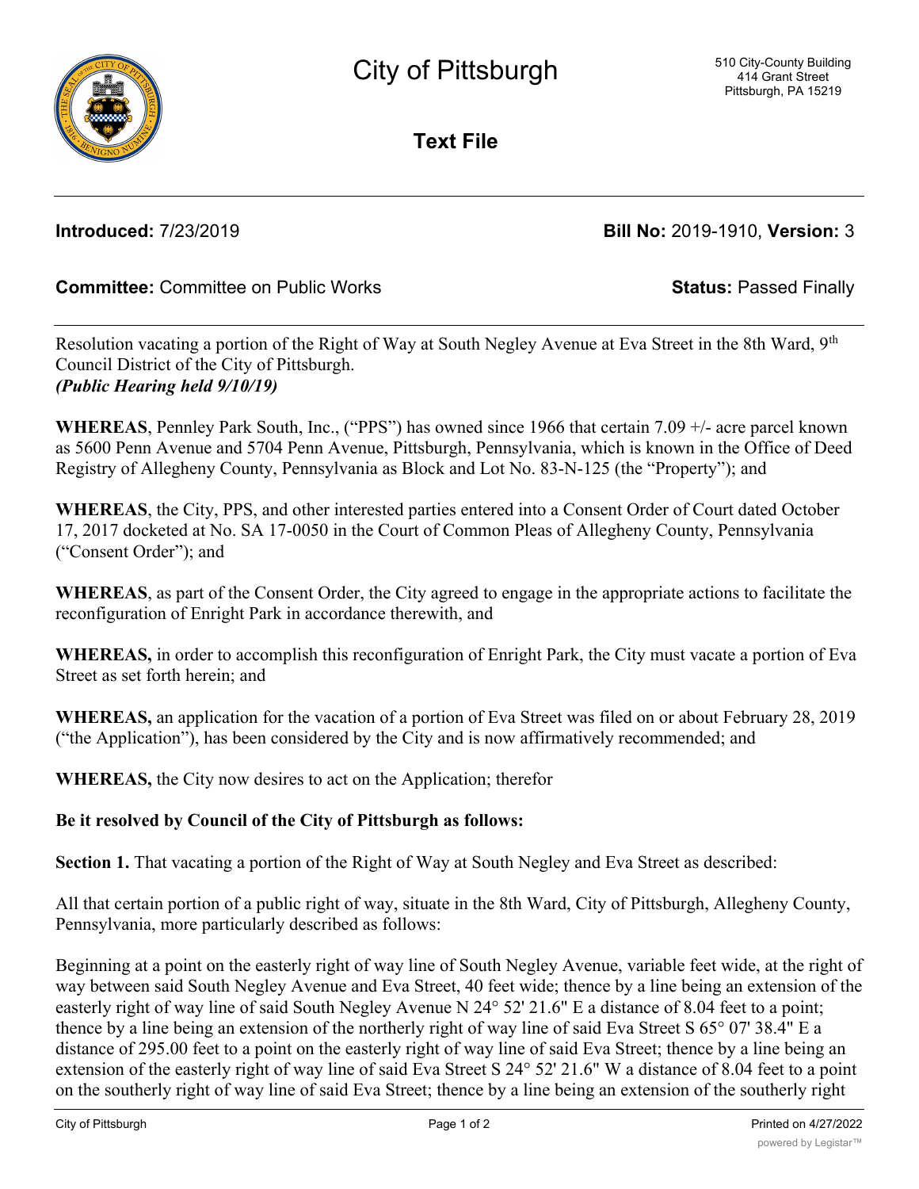# City of Pittsburgh

510 City-County Building
414 Grant Street
Pittsburgh, PA 15219

## Text File

**Introduced:** 7/23/2019 **Bill No:** 2019-1910, **Version:** 3

**Committee:** Committee on Public Works **Status:** Passed Finally

Resolution vacating a portion of the Right of Way at South Negley Avenue at Eva Street in the 8th Ward, 9th Council District of the City of Pittsburgh.
***(Public Hearing held 9/10/19)***

**WHEREAS**, Pennley Park South, Inc., ("PPS") has owned since 1966 that certain 7.09 +/- acre parcel known as 5600 Penn Avenue and 5704 Penn Avenue, Pittsburgh, Pennsylvania, which is known in the Office of Deed Registry of Allegheny County, Pennsylvania as Block and Lot No. 83-N-125 (the "Property"); and

**WHEREAS**, the City, PPS, and other interested parties entered into a Consent Order of Court dated October 17, 2017 docketed at No. SA 17-0050 in the Court of Common Pleas of Allegheny County, Pennsylvania ("Consent Order"); and

**WHEREAS**, as part of the Consent Order, the City agreed to engage in the appropriate actions to facilitate the reconfiguration of Enright Park in accordance therewith, and

**WHEREAS,** in order to accomplish this reconfiguration of Enright Park, the City must vacate a portion of Eva Street as set forth herein; and

**WHEREAS,** an application for the vacation of a portion of Eva Street was filed on or about February 28, 2019 ("the Application"), has been considered by the City and is now affirmatively recommended; and

**WHEREAS,** the City now desires to act on the Application; therefor

**Be it resolved by Council of the City of Pittsburgh as follows:**

**Section 1.** That vacating a portion of the Right of Way at South Negley and Eva Street as described:

All that certain portion of a public right of way, situate in the 8th Ward, City of Pittsburgh, Allegheny County, Pennsylvania, more particularly described as follows:

Beginning at a point on the easterly right of way line of South Negley Avenue, variable feet wide, at the right of way between said South Negley Avenue and Eva Street, 40 feet wide; thence by a line being an extension of the easterly right of way line of said South Negley Avenue N 24° 52' 21.6" E a distance of 8.04 feet to a point; thence by a line being an extension of the northerly right of way line of said Eva Street S 65° 07' 38.4" E a distance of 295.00 feet to a point on the easterly right of way line of said Eva Street; thence by a line being an extension of the easterly right of way line of said Eva Street S 24° 52' 21.6" W a distance of 8.04 feet to a point on the southerly right of way line of said Eva Street; thence by a line being an extension of the southerly right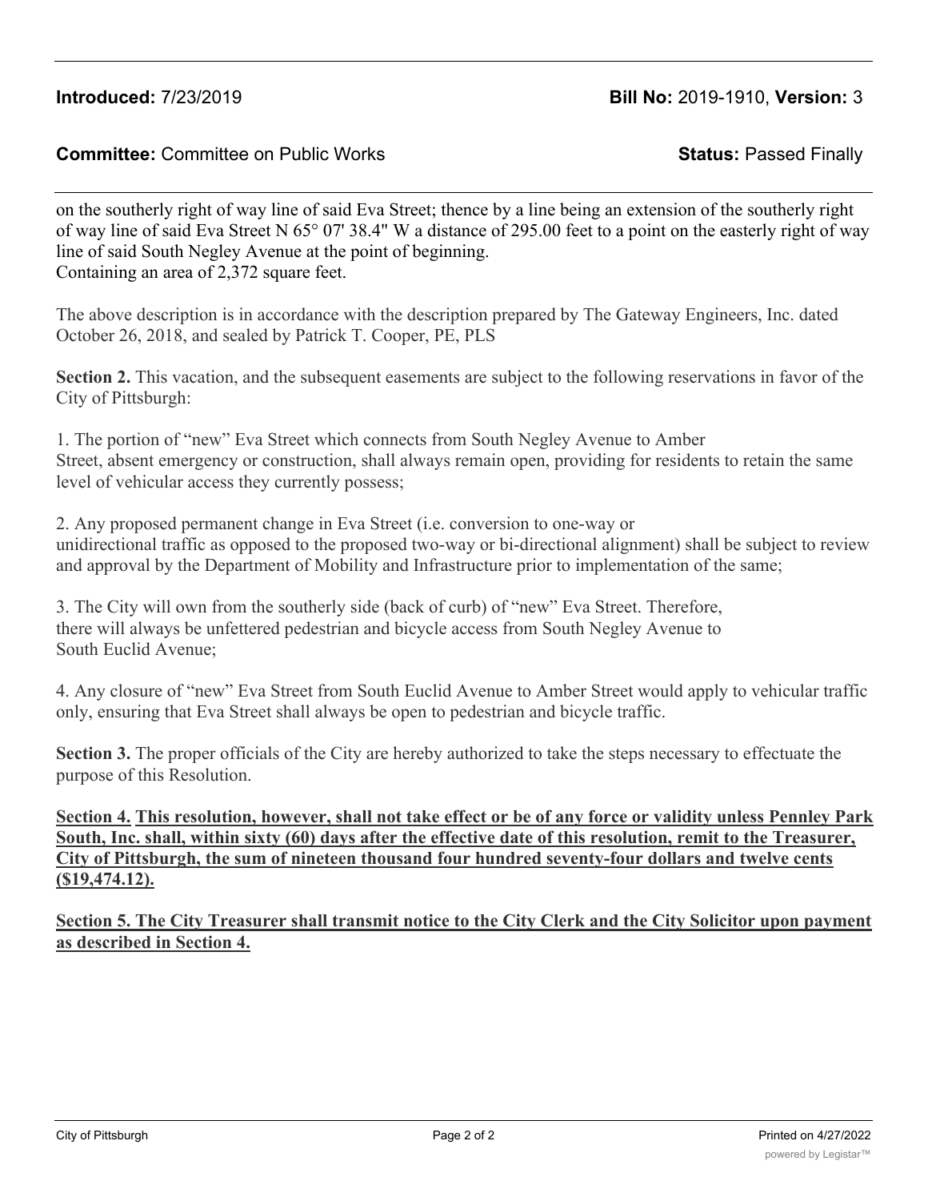on the southerly right of way line of said Eva Street; thence by a line being an extension of the southerly right of way line of said Eva Street N 65° 07' 38.4" W a distance of 295.00 feet to a point on the easterly right of way line of said South Negley Avenue at the point of beginning.
Containing an area of 2,372 square feet.

The above description is in accordance with the description prepared by The Gateway Engineers, Inc. dated October 26, 2018, and sealed by Patrick T. Cooper, PE, PLS

**Section 2.** This vacation, and the subsequent easements are subject to the following reservations in favor of the City of Pittsburgh:

1. The portion of "new" Eva Street which connects from South Negley Avenue to Amber Street, absent emergency or construction, shall always remain open, providing for residents to retain the same level of vehicular access they currently possess;

2. Any proposed permanent change in Eva Street (i.e. conversion to one-way or unidirectional traffic as opposed to the proposed two-way or bi-directional alignment) shall be subject to review and approval by the Department of Mobility and Infrastructure prior to implementation of the same;

3. The City will own from the southerly side (back of curb) of "new" Eva Street. Therefore, there will always be unfettered pedestrian and bicycle access from South Negley Avenue to South Euclid Avenue;

4. Any closure of "new" Eva Street from South Euclid Avenue to Amber Street would apply to vehicular traffic only, ensuring that Eva Street shall always be open to pedestrian and bicycle traffic.

**Section 3.** The proper officials of the City are hereby authorized to take the steps necessary to effectuate the purpose of this Resolution.

**Section 4. This resolution, however, shall not take effect or be of any force or validity unless Pennley Park South, Inc. shall, within sixty (60) days after the effective date of this resolution, remit to the Treasurer, City of Pittsburgh, the sum of nineteen thousand four hundred seventy-four dollars and twelve cents ($19,474.12).**

**Section 5. The City Treasurer shall transmit notice to the City Clerk and the City Solicitor upon payment as described in Section 4.**